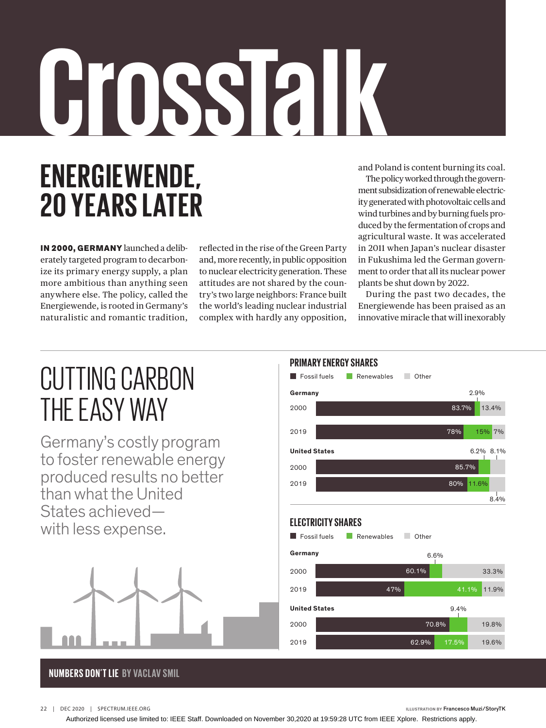# CrossTalk

## ENERGIEWENDE, 20 YEARS LATER

**IN 2000, GERMANY** launched a deliberately targeted program to decarbonize its primary energy supply, a plan more ambitious than anything seen anywhere else. The policy, called the Energiewende, is rooted in Germany's naturalistic and romantic tradition, reflected in the rise of the Green Party and, more recently, in public opposition to nuclear electricity generation. These attitudes are not shared by the country's two large neighbors: France built the world's leading nuclear industrial complex with hardly any opposition, and Poland is content burning its coal.

The policy worked through the government subsidization of renewable electricity generated with photovoltaic cells and wind turbines and by burning fuels produced by the fermentation of crops and agricultural waste. It was accelerated in 2011 when Japan's nuclear disaster in Fukushima led the German government to order that all its nuclear power plants be shut down by 2022.

During the past two decades, the Energiewende has been praised as an innovative miracle that will inexorably

## CUTTING CARBON THE EASY WAY

Germany's costly program to foster renewable energy produced results no better than what the United States achieved—with less expense.

### PRIMARY ENERGY SHARES

| Country | Year | Fossil fuels | Renewables | Other |
|---|---|---|---|---|
| Germany | 2000 | 83.7% | 2.9% | 13.4% |
| Germany | 2019 | 78% | 15% | 7% |
| United States | 2000 | 85.7% | 6.2% | 8.1% |
| United States | 2019 | 80% | 11.6% | 8.4% |

### ELECTRICITY SHARES

| Country | Year | Fossil fuels | Renewables | Other |
|---|---|---|---|---|
| Germany | 2000 | 60.1% | 6.6% | 33.3% |
| Germany | 2019 | 47% | 41.1% | 11.9% |
| United States | 2000 | 70.8% | 9.4% | 19.8% |
| United States | 2019 | 62.9% | 17.5% | 19.6% |

**NUMBERS DON'T LIE** BY VACLAV SMIL

ILLUSTRATION BY Francesco Muzi/StoryTK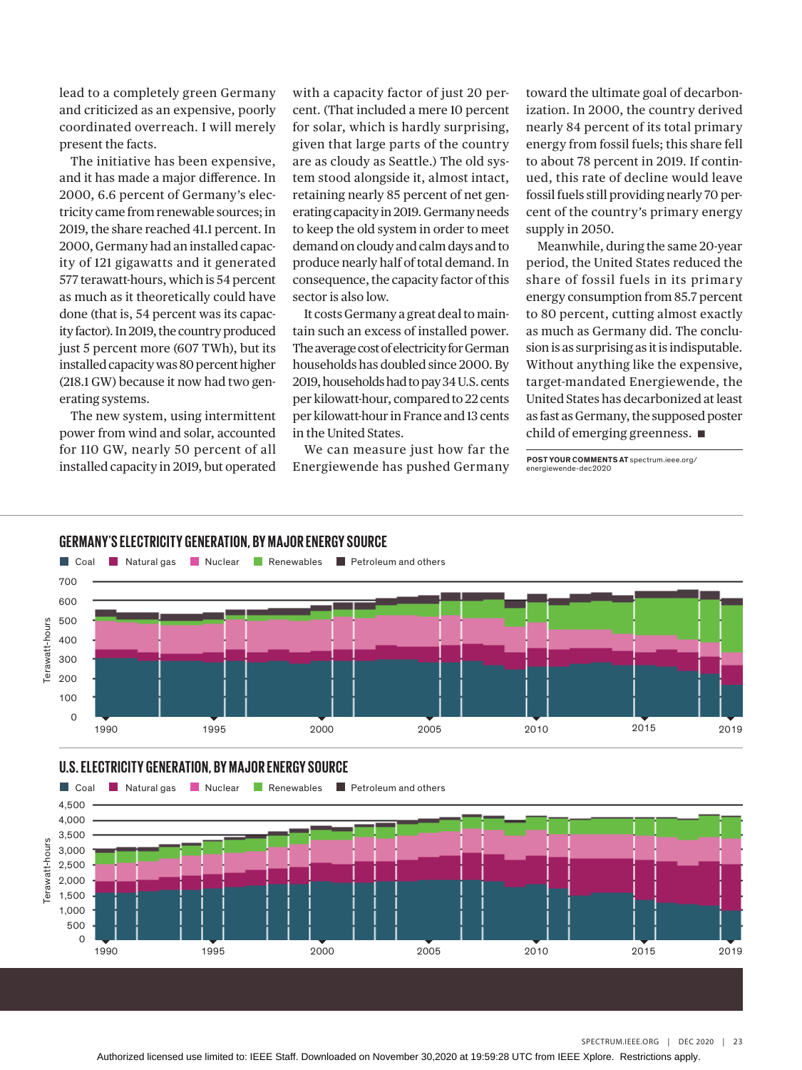lead to a completely green Germany and criticized as an expensive, poorly coordinated overreach. I will merely present the facts.

The initiative has been expensive, and it has made a major difference. In 2000, 6.6 percent of Germany's electricity came from renewable sources; in 2019, the share reached 41.1 percent. In 2000, Germany had an installed capacity of 121 gigawatts and it generated 577 terawatt-hours, which is 54 percent as much as it theoretically could have done (that is, 54 percent was its capacity factor). In 2019, the country produced just 5 percent more (607 TWh), but its installed capacity was 80 percent higher (218.1 GW) because it now had two generating systems.

The new system, using intermittent power from wind and solar, accounted for 110 GW, nearly 50 percent of all installed capacity in 2019, but operated with a capacity factor of just 20 percent. (That included a mere 10 percent for solar, which is hardly surprising, given that large parts of the country are as cloudy as Seattle.) The old system stood alongside it, almost intact, retaining nearly 85 percent of net generating capacity in 2019. Germany needs to keep the old system in order to meet demand on cloudy and calm days and to produce nearly half of total demand. In consequence, the capacity factor of this sector is also low.

It costs Germany a great deal to maintain such an excess of installed power. The average cost of electricity for German households has doubled since 2000. By 2019, households had to pay 34 U.S. cents per kilowatt-hour, compared to 22 cents per kilowatt-hour in France and 13 cents in the United States.

We can measure just how far the Energiewende has pushed Germany toward the ultimate goal of decarbonization. In 2000, the country derived nearly 84 percent of its total primary energy from fossil fuels; this share fell to about 78 percent in 2019. If continued, this rate of decline would leave fossil fuels still providing nearly 70 percent of the country's primary energy supply in 2050.

Meanwhile, during the same 20-year period, the United States reduced the share of fossil fuels in its primary energy consumption from 85.7 percent to 80 percent, cutting almost exactly as much as Germany did. The conclusion is as surprising as it is indisputable. Without anything like the expensive, target-mandated Energiewende, the United States has decarbonized at least as fast as Germany, the supposed poster child of emerging greenness. ■

**POST YOUR COMMENTS AT** spectrum.ieee.org/energiewende-dec2020

**GERMANY'S ELECTRICITY GENERATION, BY MAJOR ENERGY SOURCE**

Coal, Natural gas, Nuclear, Renewables, Petroleum and others

Terawatt-hours: 0, 100, 200, 300, 400, 500, 600, 700

1990, 1995, 2000, 2005, 2010, 2015, 2019

**U.S. ELECTRICITY GENERATION, BY MAJOR ENERGY SOURCE**

Coal, Natural gas, Nuclear, Renewables, Petroleum and others

Terawatt-hours: 0, 500, 1,000, 1,500, 2,000, 2,500, 3,000, 3,500, 4,000, 4,500

1990, 1995, 2000, 2005, 2010, 2015, 2019

Authorized licensed use limited to: IEEE Staff. Downloaded on November 30,2020 at 19:59:28 UTC from IEEE Xplore. Restrictions apply.